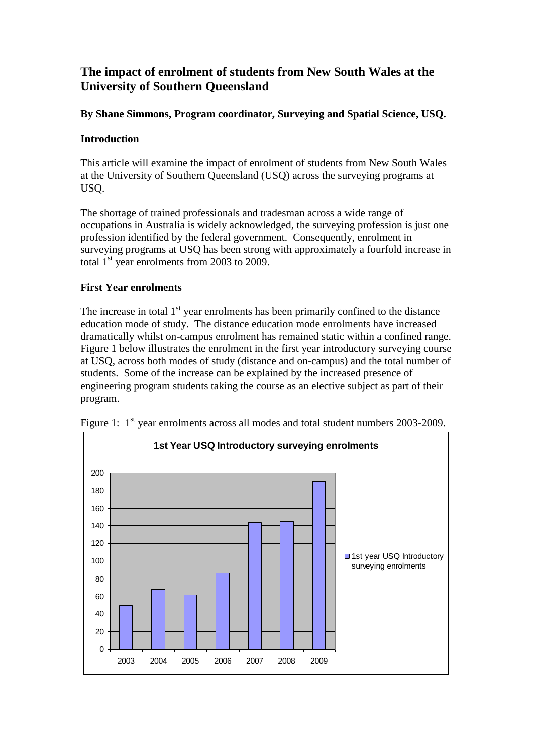# The impact of enrolment of students from New South Wales at the University of Southern Queensland

**By Shane Simmons, Program coordinator, Surveying and Spatial Science, USQ.**

## Introduction

This article will examine the impact of enrolment of students from New South Wales at the University of Southern Queensland (USQ) across the surveying programs at USQ.

The shortage of trained professionals and tradesman across a wide range of occupations in Australia is widely acknowledged, the surveying profession is just one profession identified by the federal government. Consequently, enrolment in surveying programs at USQ has been strong with approximately a fourfold increase in total 1st year enrolments from 2003 to 2009.

## First Year enrolments

The increase in total 1st year enrolments has been primarily confined to the distance education mode of study. The distance education mode enrolments have increased dramatically whilst on-campus enrolment has remained static within a confined range. Figure 1 below illustrates the enrolment in the first year introductory surveying course at USQ, across both modes of study (distance and on-campus) and the total number of students. Some of the increase can be explained by the increased presence of engineering program students taking the course as an elective subject as part of their program.

Figure 1: 1st year enrolments across all modes and total student numbers 2003-2009.

**1st Year USQ Introductory surveying enrolments**

| Year | 1st year USQ Introductory surveying enrolments |
|---|---|
| 2003 | 50 |
| 2004 | 68 |
| 2005 | 62 |
| 2006 | 87 |
| 2007 | 144 |
| 2008 | 145 |
| 2009 | 190 |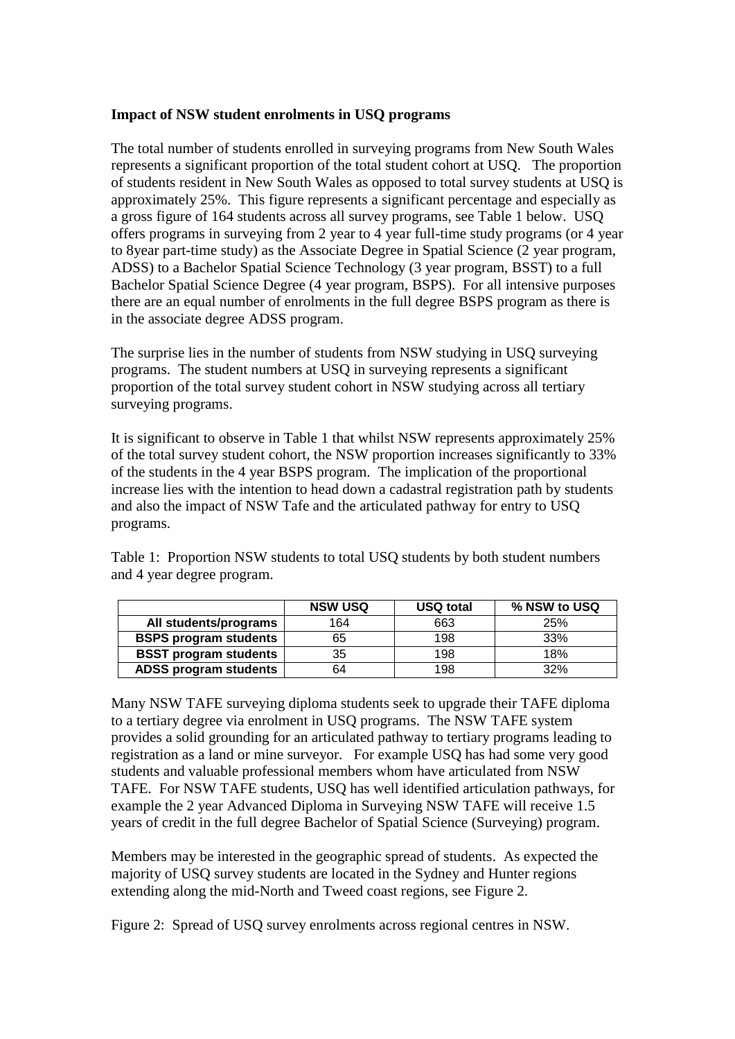**Impact of NSW student enrolments in USQ programs**

The total number of students enrolled in surveying programs from New South Wales represents a significant proportion of the total student cohort at USQ. The proportion of students resident in New South Wales as opposed to total survey students at USQ is approximately 25%. This figure represents a significant percentage and especially as a gross figure of 164 students across all survey programs, see Table 1 below. USQ offers programs in surveying from 2 year to 4 year full-time study programs (or 4 year to 8year part-time study) as the Associate Degree in Spatial Science (2 year program, ADSS) to a Bachelor Spatial Science Technology (3 year program, BSST) to a full Bachelor Spatial Science Degree (4 year program, BSPS). For all intensive purposes there are an equal number of enrolments in the full degree BSPS program as there is in the associate degree ADSS program.

The surprise lies in the number of students from NSW studying in USQ surveying programs. The student numbers at USQ in surveying represents a significant proportion of the total survey student cohort in NSW studying across all tertiary surveying programs.

It is significant to observe in Table 1 that whilst NSW represents approximately 25% of the total survey student cohort, the NSW proportion increases significantly to 33% of the students in the 4 year BSPS program. The implication of the proportional increase lies with the intention to head down a cadastral registration path by students and also the impact of NSW Tafe and the articulated pathway for entry to USQ programs.

Table 1: Proportion NSW students to total USQ students by both student numbers and 4 year degree program.

| | NSW USQ | USQ total | % NSW to USQ |
|---|---|---|---|
| **All students/programs** | 164 | 663 | 25% |
| **BSPS program students** | 65 | 198 | 33% |
| **BSST program students** | 35 | 198 | 18% |
| **ADSS program students** | 64 | 198 | 32% |

Many NSW TAFE surveying diploma students seek to upgrade their TAFE diploma to a tertiary degree via enrolment in USQ programs. The NSW TAFE system provides a solid grounding for an articulated pathway to tertiary programs leading to registration as a land or mine surveyor. For example USQ has had some very good students and valuable professional members whom have articulated from NSW TAFE. For NSW TAFE students, USQ has well identified articulation pathways, for example the 2 year Advanced Diploma in Surveying NSW TAFE will receive 1.5 years of credit in the full degree Bachelor of Spatial Science (Surveying) program.

Members may be interested in the geographic spread of students. As expected the majority of USQ survey students are located in the Sydney and Hunter regions extending along the mid-North and Tweed coast regions, see Figure 2.

Figure 2: Spread of USQ survey enrolments across regional centres in NSW.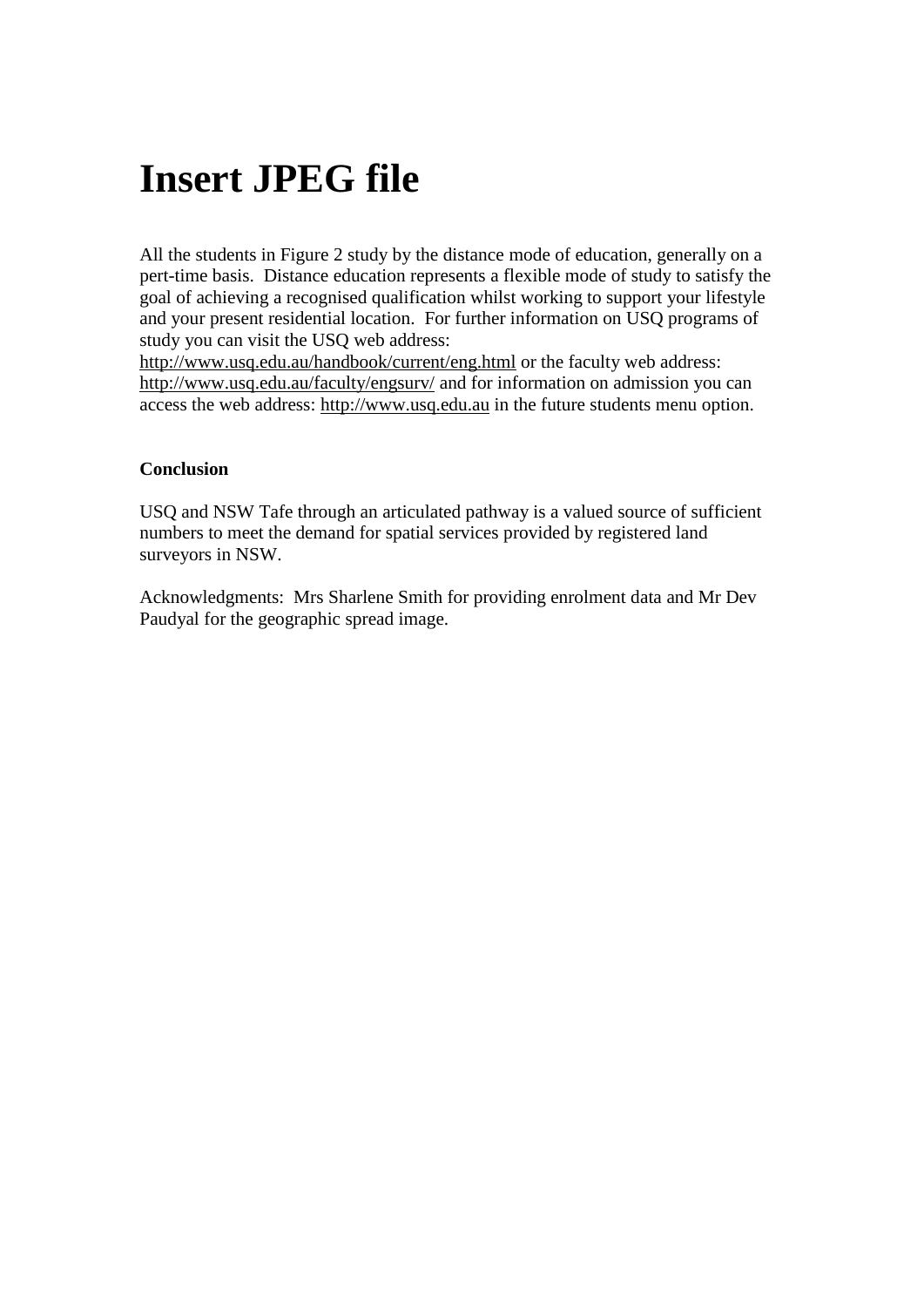# Insert JPEG file

All the students in Figure 2 study by the distance mode of education, generally on a pert-time basis. Distance education represents a flexible mode of study to satisfy the goal of achieving a recognised qualification whilst working to support your lifestyle and your present residential location. For further information on USQ programs of study you can visit the USQ web address: http://www.usq.edu.au/handbook/current/eng.html or the faculty web address: http://www.usq.edu.au/faculty/engsurv/ and for information on admission you can access the web address: http://www.usq.edu.au in the future students menu option.

**Conclusion**

USQ and NSW Tafe through an articulated pathway is a valued source of sufficient numbers to meet the demand for spatial services provided by registered land surveyors in NSW.

Acknowledgments: Mrs Sharlene Smith for providing enrolment data and Mr Dev Paudyal for the geographic spread image.